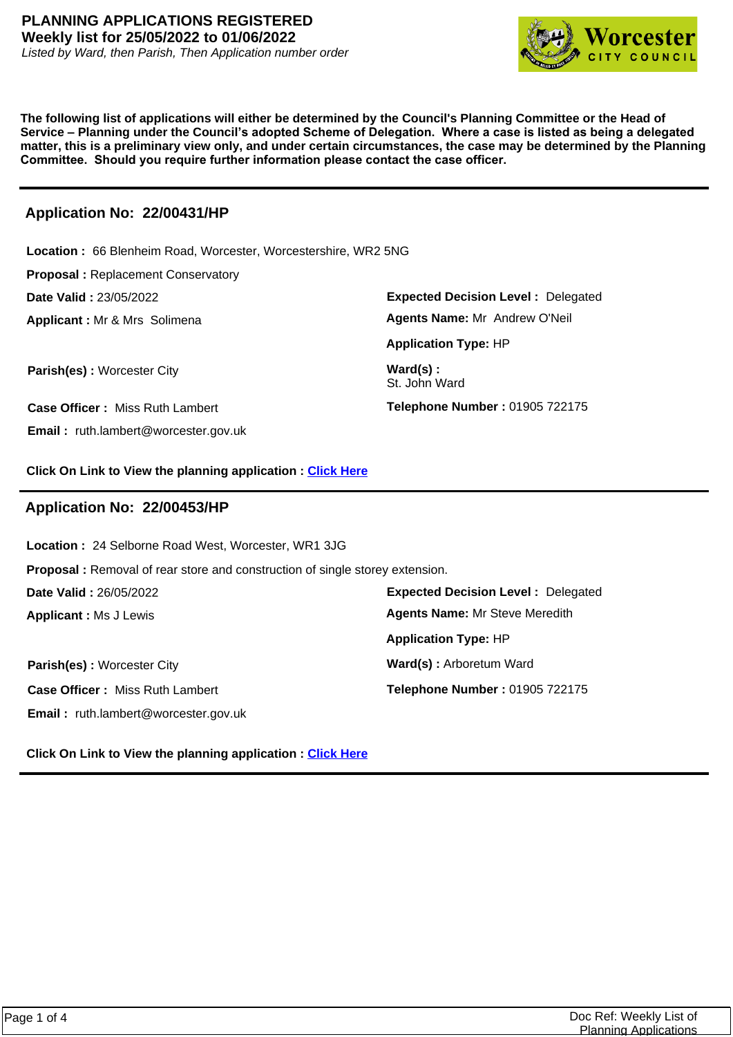# PLANNING APPLICATIONS REGISTERED

**Weekly list for 25/05/2022 to 01/06/2022**

*Listed by Ward, then Parish, Then Application number order*

**The following list of applications will either be determined by the Council's Planning Committee or the Head of Service – Planning under the Council's adopted Scheme of Delegation. Where a case is listed as being a delegated matter, this is a preliminary view only, and under certain circumstances, the case may be determined by the Planning Committee. Should you require further information please contact the case officer.**

---

## Application No: 22/00431/HP

**Location :** 66 Blenheim Road, Worcester, Worcestershire, WR2 5NG

**Proposal :** Replacement Conservatory

**Date Valid :** 23/05/2022

**Expected Decision Level :** Delegated

**Applicant :** Mr & Mrs Solimena

**Agents Name:** Mr Andrew O'Neil

**Application Type:** HP

**Parish(es) :** Worcester City

**Ward(s) :** St. John Ward

**Case Officer :** Miss Ruth Lambert

**Telephone Number :** 01905 722175

**Email :** ruth.lambert@worcester.gov.uk

**Click On Link to View the planning application :** Click Here

---

## Application No: 22/00453/HP

**Location :** 24 Selborne Road West, Worcester, WR1 3JG

**Proposal :** Removal of rear store and construction of single storey extension.

**Date Valid :** 26/05/2022

**Expected Decision Level :** Delegated

**Applicant :** Ms J Lewis

**Agents Name:** Mr Steve Meredith

**Application Type:** HP

**Parish(es) :** Worcester City

**Ward(s) :** Arboretum Ward

**Case Officer :** Miss Ruth Lambert

**Telephone Number :** 01905 722175

**Email :** ruth.lambert@worcester.gov.uk

**Click On Link to View the planning application :** Click Here

---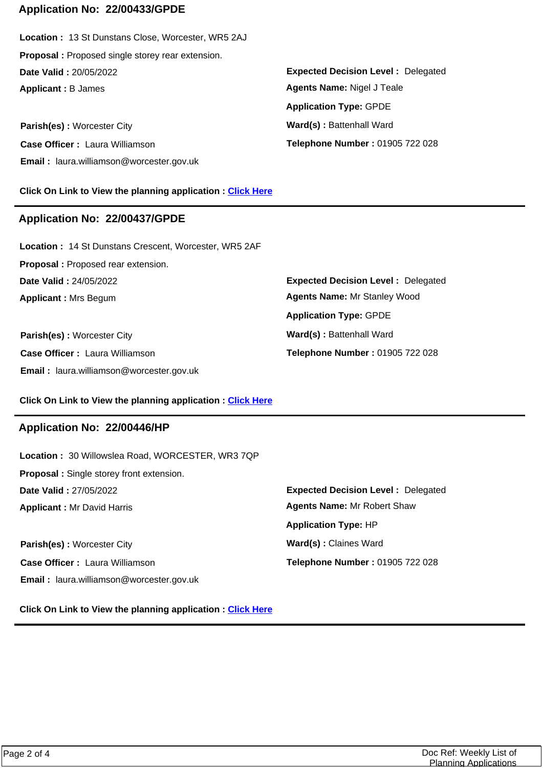## Application No: 22/00433/GPDE

**Location :** 13 St Dunstans Close, Worcester, WR5 2AJ

**Proposal :** Proposed single storey rear extension.

**Date Valid :** 20/05/2022

**Expected Decision Level :** Delegated

**Applicant :** B James

**Agents Name:** Nigel J Teale

**Application Type:** GPDE

**Parish(es) :** Worcester City

**Ward(s) :** Battenhall Ward

**Case Officer :** Laura Williamson

**Telephone Number :** 01905 722 028

**Email :** laura.williamson@worcester.gov.uk

**Click On Link to View the planning application :** Click Here

---

## Application No: 22/00437/GPDE

**Location :** 14 St Dunstans Crescent, Worcester, WR5 2AF

**Proposal :** Proposed rear extension.

**Date Valid :** 24/05/2022

**Expected Decision Level :** Delegated

**Applicant :** Mrs Begum

**Agents Name:** Mr Stanley Wood

**Application Type:** GPDE

**Parish(es) :** Worcester City

**Ward(s) :** Battenhall Ward

**Case Officer :** Laura Williamson

**Telephone Number :** 01905 722 028

**Email :** laura.williamson@worcester.gov.uk

**Click On Link to View the planning application :** Click Here

---

## Application No: 22/00446/HP

**Location :** 30 Willowslea Road, WORCESTER, WR3 7QP

**Proposal :** Single storey front extension.

**Date Valid :** 27/05/2022

**Expected Decision Level :** Delegated

**Applicant :** Mr David Harris

**Agents Name:** Mr Robert Shaw

**Application Type:** HP

**Parish(es) :** Worcester City

**Ward(s) :** Claines Ward

**Case Officer :** Laura Williamson

**Telephone Number :** 01905 722 028

**Email :** laura.williamson@worcester.gov.uk

**Click On Link to View the planning application :** Click Here

---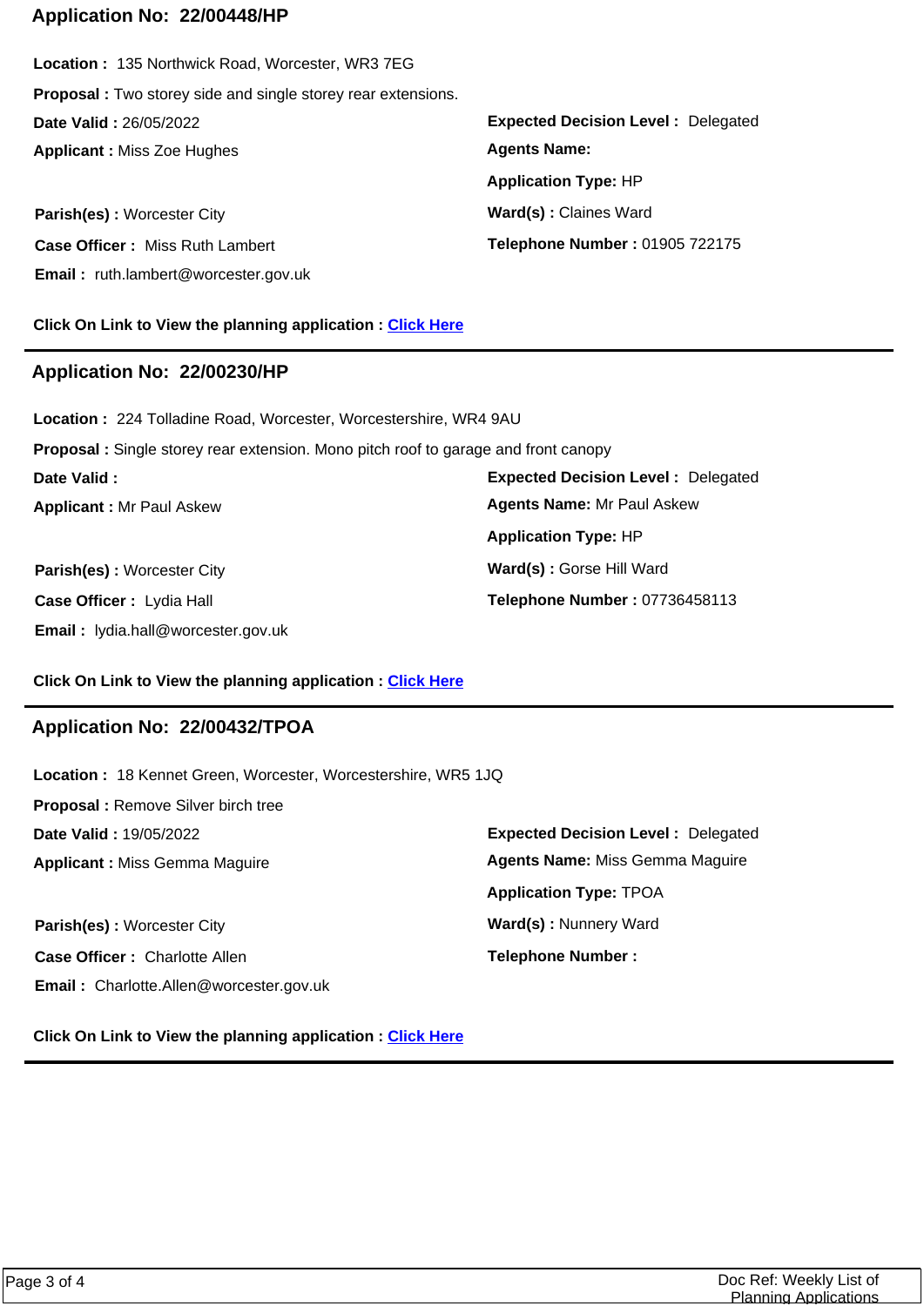## Application No: 22/00448/HP

**Location :** 135 Northwick Road, Worcester, WR3 7EG

**Proposal :** Two storey side and single storey rear extensions.

**Date Valid :** 26/05/2022

**Expected Decision Level :** Delegated

**Applicant :** Miss Zoe Hughes

**Agents Name:**

**Application Type:** HP

**Parish(es) :** Worcester City

**Ward(s) :** Claines Ward

**Case Officer :** Miss Ruth Lambert

**Telephone Number :** 01905 722175

**Email :** ruth.lambert@worcester.gov.uk

**Click On Link to View the planning application :** Click Here

---

## Application No: 22/00230/HP

**Location :** 224 Tolladine Road, Worcester, Worcestershire, WR4 9AU

**Proposal :** Single storey rear extension. Mono pitch roof to garage and front canopy

**Date Valid :**

**Expected Decision Level :** Delegated

**Applicant :** Mr Paul Askew

**Agents Name:** Mr Paul Askew

**Application Type:** HP

**Parish(es) :** Worcester City

**Ward(s) :** Gorse Hill Ward

**Case Officer :** Lydia Hall

**Telephone Number :** 07736458113

**Email :** lydia.hall@worcester.gov.uk

**Click On Link to View the planning application :** Click Here

---

## Application No: 22/00432/TPOA

**Location :** 18 Kennet Green, Worcester, Worcestershire, WR5 1JQ

**Proposal :** Remove Silver birch tree

**Date Valid :** 19/05/2022

**Expected Decision Level :** Delegated

**Applicant :** Miss Gemma Maguire

**Agents Name:** Miss Gemma Maguire

**Application Type:** TPOA

**Parish(es) :** Worcester City

**Ward(s) :** Nunnery Ward

**Case Officer :** Charlotte Allen

**Telephone Number :**

**Email :** Charlotte.Allen@worcester.gov.uk

**Click On Link to View the planning application :** Click Here

---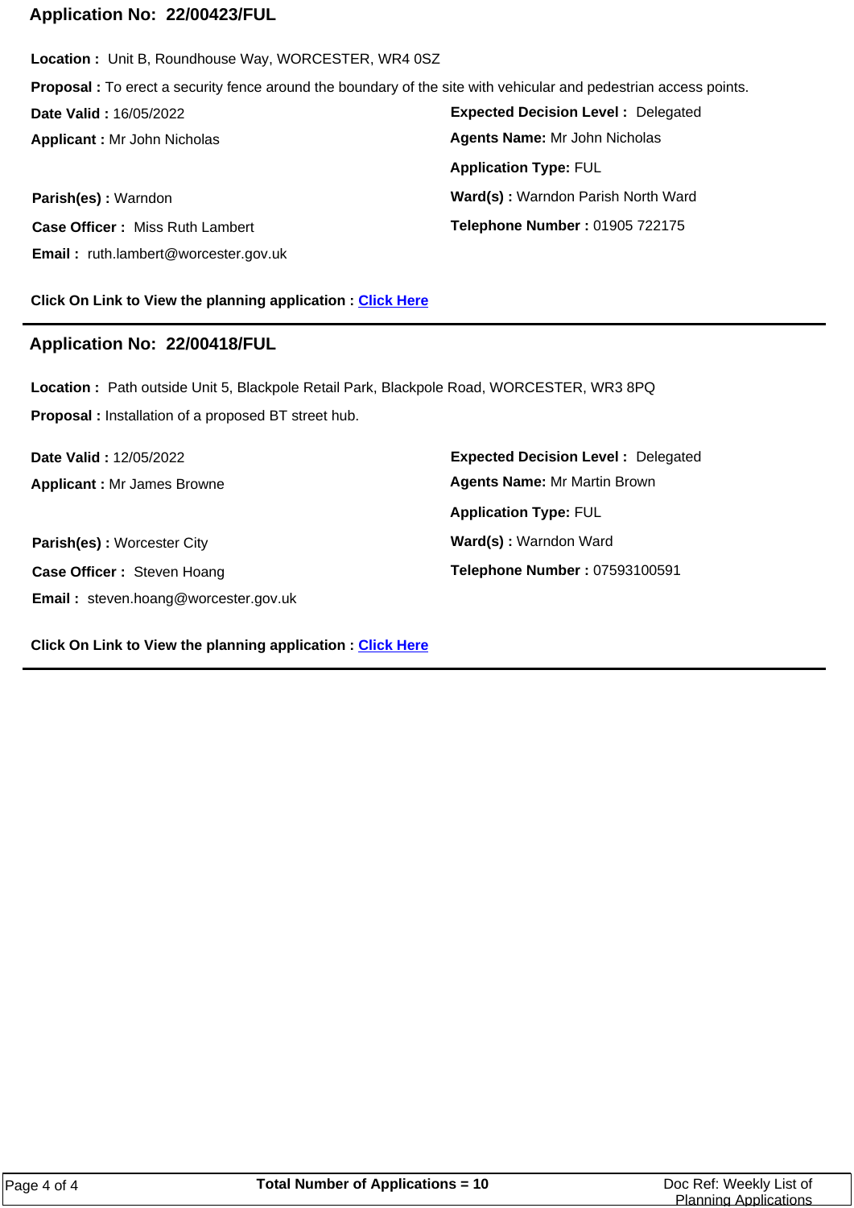## Application No: 22/00423/FUL

**Location :** Unit B, Roundhouse Way, WORCESTER, WR4 0SZ

**Proposal :** To erect a security fence around the boundary of the site with vehicular and pedestrian access points.

**Date Valid :** 16/05/2022

**Expected Decision Level :** Delegated

**Applicant :** Mr John Nicholas

**Agents Name:** Mr John Nicholas

**Application Type:** FUL

**Parish(es) :** Warndon

**Ward(s) :** Warndon Parish North Ward

**Case Officer :** Miss Ruth Lambert

**Telephone Number :** 01905 722175

**Email :** ruth.lambert@worcester.gov.uk

**Click On Link to View the planning application :** Click Here

---

## Application No: 22/00418/FUL

**Location :** Path outside Unit 5, Blackpole Retail Park, Blackpole Road, WORCESTER, WR3 8PQ

**Proposal :** Installation of a proposed BT street hub.

**Date Valid :** 12/05/2022

**Expected Decision Level :** Delegated

**Applicant :** Mr James Browne

**Agents Name:** Mr Martin Brown

**Application Type:** FUL

**Parish(es) :** Worcester City

**Ward(s) :** Warndon Ward

**Case Officer :** Steven Hoang

**Telephone Number :** 07593100591

**Email :** steven.hoang@worcester.gov.uk

**Click On Link to View the planning application :** Click Here

---

**Total Number of Applications = 10**